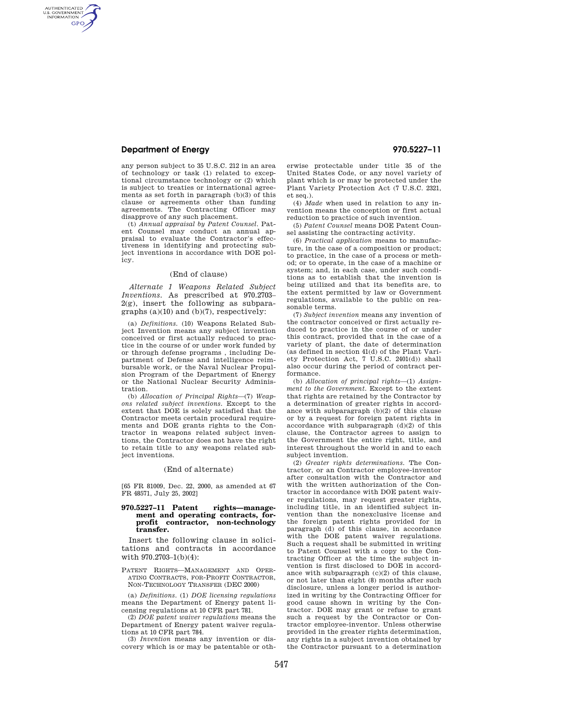any person subject to 35 U.S.C. 212 in an area of technology or task (1) related to exceptional circumstance technology or (2) which is subject to treaties or international agreements as set forth in paragraph (b)(3) of this clause or agreements other than funding agreements. The Contracting Officer may disapprove of any such placement.

(t) *Annual appraisal by Patent Counsel.* Patent Counsel may conduct an annual appraisal to evaluate the Contractor's effectiveness in identifying and protecting subject inventions in accordance with DOE policy.

(End of clause)

*Alternate 1 Weapons Related Subject Inventions.* As prescribed at 970.2703–2(g), insert the following as subparagraphs (a)(10) and (b)(7), respectively:

(a) *Definitions.* (10) Weapons Related Subject Invention means any subject invention conceived or first actually reduced to practice in the course of or under work funded by or through defense programs , including Department of Defense and intelligence reimbursable work, or the Naval Nuclear Propulsion Program of the Department of Energy or the National Nuclear Security Administration.

(b) *Allocation of Principal Rights*—(7) *Weapons related subject inventions.* Except to the extent that DOE is solely satisfied that the Contractor meets certain procedural requirements and DOE grants rights to the Contractor in weapons related subject inventions, the Contractor does not have the right to retain title to any weapons related subject inventions.

(End of alternate)

[65 FR 81009, Dec. 22, 2000, as amended at 67 FR 48571, July 25, 2002]

## 970.5227–11 Patent rights—management and operating contracts, for-profit contractor, non-technology transfer.

Insert the following clause in solicitations and contracts in accordance with 970.2703–1(b)(4):

PATENT RIGHTS—MANAGEMENT AND OPERATING CONTRACTS, FOR-PROFIT CONTRACTOR, NON-TECHNOLOGY TRANSFER (DEC 2000)

(a) *Definitions.* (1) *DOE licensing regulations* means the Department of Energy patent licensing regulations at 10 CFR part 781.

(2) *DOE patent waiver regulations* means the Department of Energy patent waiver regulations at 10 CFR part 784.

(3) *Invention* means any invention or discovery which is or may be patentable or otherwise protectable under title 35 of the United States Code, or any novel variety of plant which is or may be protected under the Plant Variety Protection Act (7 U.S.C. 2321, et seq.).

(4) *Made* when used in relation to any invention means the conception or first actual reduction to practice of such invention.

(5) *Patent Counsel* means DOE Patent Counsel assisting the contracting activity.

(6) *Practical application* means to manufacture, in the case of a composition or product; to practice, in the case of a process or method; or to operate, in the case of a machine or system; and, in each case, under such conditions as to establish that the invention is being utilized and that its benefits are, to the extent permitted by law or Government regulations, available to the public on reasonable terms.

(7) *Subject invention* means any invention of the contractor conceived or first actually reduced to practice in the course of or under this contract, provided that in the case of a variety of plant, the date of determination (as defined in section 41(d) of the Plant Variety Protection Act, 7 U.S.C. 2401(d)) shall also occur during the period of contract performance.

(b) *Allocation of principal rights*—(1) *Assignment to the Government.* Except to the extent that rights are retained by the Contractor by a determination of greater rights in accordance with subparagraph (b)(2) of this clause or by a request for foreign patent rights in accordance with subparagraph (d)(2) of this clause, the Contractor agrees to assign to the Government the entire right, title, and interest throughout the world in and to each subject invention.

(2) *Greater rights determinations.* The Contractor, or an Contractor employee-inventor after consultation with the Contractor and with the written authorization of the Contractor in accordance with DOE patent waiver regulations, may request greater rights, including title, in an identified subject invention than the nonexclusive license and the foreign patent rights provided for in paragraph (d) of this clause, in accordance with the DOE patent waiver regulations. Such a request shall be submitted in writing to Patent Counsel with a copy to the Contracting Officer at the time the subject invention is first disclosed to DOE in accordance with subparagraph (c)(2) of this clause, or not later than eight (8) months after such disclosure, unless a longer period is authorized in writing by the Contracting Officer for good cause shown in writing by the Contractor. DOE may grant or refuse to grant such a request by the Contractor or Contractor employee-inventor. Unless otherwise provided in the greater rights determination, any rights in a subject invention obtained by the Contractor pursuant to a determination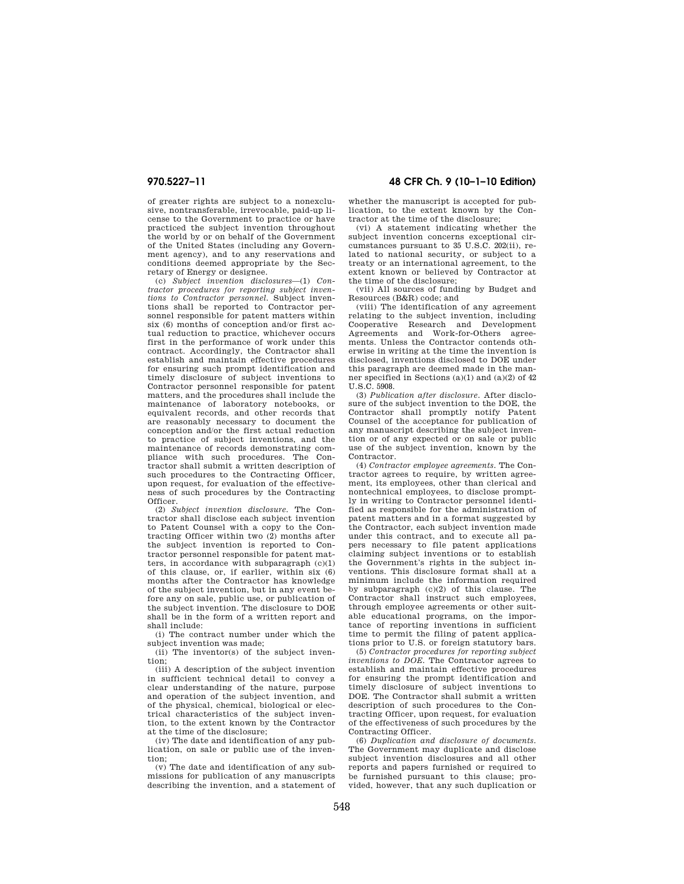of greater rights are subject to a nonexclusive, nontransferable, irrevocable, paid-up license to the Government to practice or have practiced the subject invention throughout the world by or on behalf of the Government of the United States (including any Government agency), and to any reservations and conditions deemed appropriate by the Secretary of Energy or designee.

(c) *Subject invention disclosures*—(1) *Contractor procedures for reporting subject inventions to Contractor personnel.* Subject inventions shall be reported to Contractor personnel responsible for patent matters within six (6) months of conception and/or first actual reduction to practice, whichever occurs first in the performance of work under this contract. Accordingly, the Contractor shall establish and maintain effective procedures for ensuring such prompt identification and timely disclosure of subject inventions to Contractor personnel responsible for patent matters, and the procedures shall include the maintenance of laboratory notebooks, or equivalent records, and other records that are reasonably necessary to document the conception and/or the first actual reduction to practice of subject inventions, and the maintenance of records demonstrating compliance with such procedures. The Contractor shall submit a written description of such procedures to the Contracting Officer, upon request, for evaluation of the effectiveness of such procedures by the Contracting Officer.

(2) *Subject invention disclosure.* The Contractor shall disclose each subject invention to Patent Counsel with a copy to the Contracting Officer within two (2) months after the subject invention is reported to Contractor personnel responsible for patent matters, in accordance with subparagraph (c)(1) of this clause, or, if earlier, within six (6) months after the Contractor has knowledge of the subject invention, but in any event before any on sale, public use, or publication of the subject invention. The disclosure to DOE shall be in the form of a written report and shall include:

(i) The contract number under which the subject invention was made;

(ii) The inventor(s) of the subject invention;

(iii) A description of the subject invention in sufficient technical detail to convey a clear understanding of the nature, purpose and operation of the subject invention, and of the physical, chemical, biological or electrical characteristics of the subject invention, to the extent known by the Contractor at the time of the disclosure;

(iv) The date and identification of any publication, on sale or public use of the invention;

(v) The date and identification of any submissions for publication of any manuscripts describing the invention, and a statement of whether the manuscript is accepted for publication, to the extent known by the Contractor at the time of the disclosure;

(vi) A statement indicating whether the subject invention concerns exceptional circumstances pursuant to 35 U.S.C. 202(ii), related to national security, or subject to a treaty or an international agreement, to the extent known or believed by Contractor at the time of the disclosure;

(vii) All sources of funding by Budget and Resources (B&R) code; and

(viii) The identification of any agreement relating to the subject invention, including Cooperative Research and Development Agreements and Work-for-Others agreements. Unless the Contractor contends otherwise in writing at the time the invention is disclosed, inventions disclosed to DOE under this paragraph are deemed made in the manner specified in Sections (a)(1) and (a)(2) of 42 U.S.C. 5908.

(3) *Publication after disclosure.* After disclosure of the subject invention to the DOE, the Contractor shall promptly notify Patent Counsel of the acceptance for publication of any manuscript describing the subject invention or of any expected or on sale or public use of the subject invention, known by the Contractor.

(4) *Contractor employee agreements.* The Contractor agrees to require, by written agreement, its employees, other than clerical and nontechnical employees, to disclose promptly in writing to Contractor personnel identified as responsible for the administration of patent matters and in a format suggested by the Contractor, each subject invention made under this contract, and to execute all papers necessary to file patent applications claiming subject inventions or to establish the Government's rights in the subject inventions. This disclosure format shall at a minimum include the information required by subparagraph (c)(2) of this clause. The Contractor shall instruct such employees, through employee agreements or other suitable educational programs, on the importance of reporting inventions in sufficient time to permit the filing of patent applications prior to U.S. or foreign statutory bars.

(5) *Contractor procedures for reporting subject inventions to DOE.* The Contractor agrees to establish and maintain effective procedures for ensuring the prompt identification and timely disclosure of subject inventions to DOE. The Contractor shall submit a written description of such procedures to the Contracting Officer, upon request, for evaluation of the effectiveness of such procedures by the Contracting Officer.

(6) *Duplication and disclosure of documents.* The Government may duplicate and disclose subject invention disclosures and all other reports and papers furnished or required to be furnished pursuant to this clause; provided, however, that any such duplication or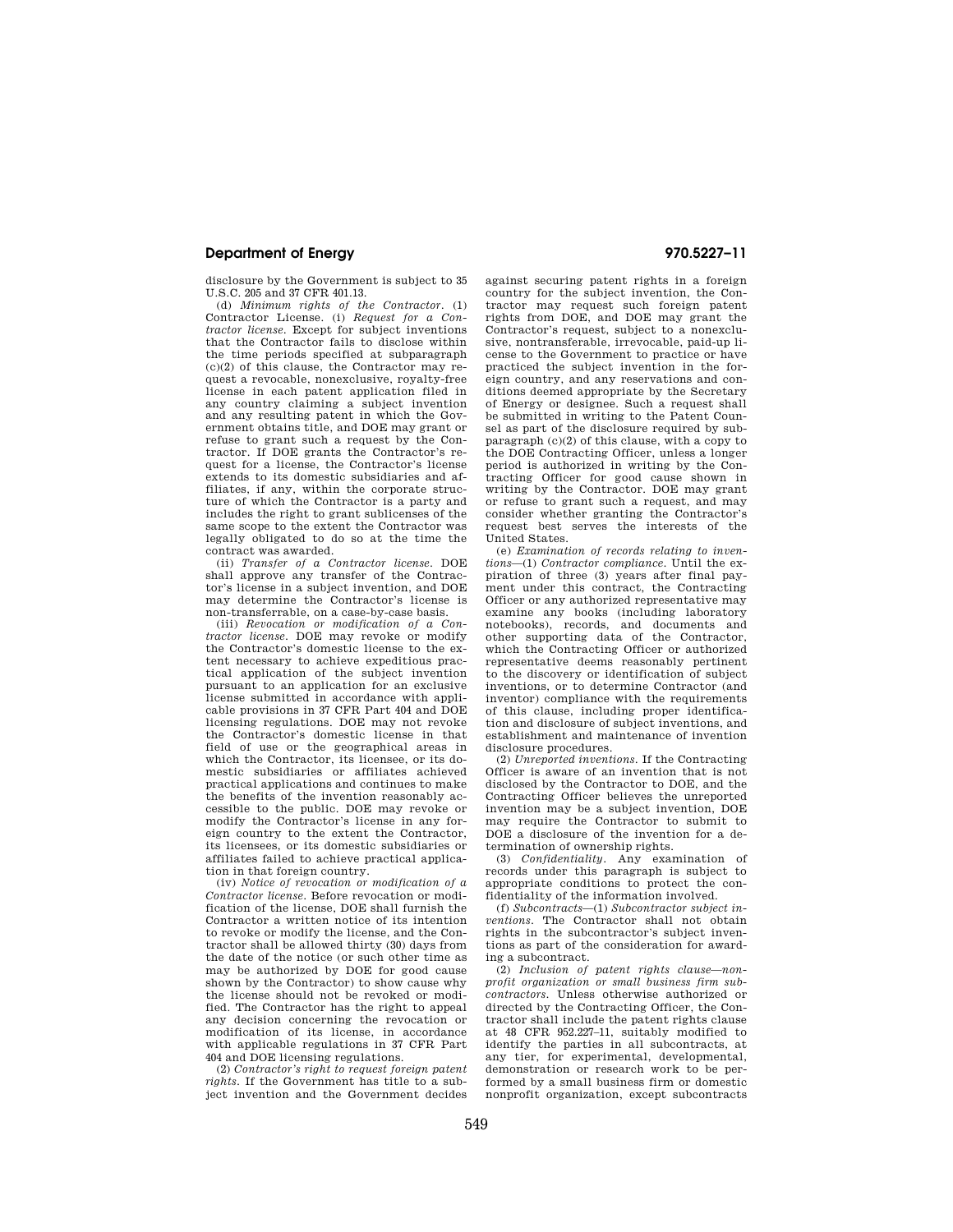disclosure by the Government is subject to 35 U.S.C. 205 and 37 CFR 401.13.

(d) *Minimum rights of the Contractor*. (1) Contractor License. (i) *Request for a Contractor license*. Except for subject inventions that the Contractor fails to disclose within the time periods specified at subparagraph (c)(2) of this clause, the Contractor may request a revocable, nonexclusive, royalty-free license in each patent application filed in any country claiming a subject invention and any resulting patent in which the Government obtains title, and DOE may grant or refuse to grant such a request by the Contractor. If DOE grants the Contractor's request for a license, the Contractor's license extends to its domestic subsidiaries and affiliates, if any, within the corporate structure of which the Contractor is a party and includes the right to grant sublicenses of the same scope to the extent the Contractor was legally obligated to do so at the time the contract was awarded.

(ii) *Transfer of a Contractor license*. DOE shall approve any transfer of the Contractor's license in a subject invention, and DOE may determine the Contractor's license is non-transferrable, on a case-by-case basis.

(iii) *Revocation or modification of a Contractor license*. DOE may revoke or modify the Contractor's domestic license to the extent necessary to achieve expeditious practical application of the subject invention pursuant to an application for an exclusive license submitted in accordance with applicable provisions in 37 CFR Part 404 and DOE licensing regulations. DOE may not revoke the Contractor's domestic license in that field of use or the geographical areas in which the Contractor, its licensee, or its domestic subsidiaries or affiliates achieved practical applications and continues to make the benefits of the invention reasonably accessible to the public. DOE may revoke or modify the Contractor's license in any foreign country to the extent the Contractor, its licensees, or its domestic subsidiaries or affiliates failed to achieve practical application in that foreign country.

(iv) *Notice of revocation or modification of a Contractor license*. Before revocation or modification of the license, DOE shall furnish the Contractor a written notice of its intention to revoke or modify the license, and the Contractor shall be allowed thirty (30) days from the date of the notice (or such other time as may be authorized by DOE for good cause shown by the Contractor) to show cause why the license should not be revoked or modified. The Contractor has the right to appeal any decision concerning the revocation or modification of its license, in accordance with applicable regulations in 37 CFR Part 404 and DOE licensing regulations.

(2) *Contractor's right to request foreign patent rights*. If the Government has title to a subject invention and the Government decides against securing patent rights in a foreign country for the subject invention, the Contractor may request such foreign patent rights from DOE, and DOE may grant the Contractor's request, subject to a nonexclusive, nontransferable, irrevocable, paid-up license to the Government to practice or have practiced the subject invention in the foreign country, and any reservations and conditions deemed appropriate by the Secretary of Energy or designee. Such a request shall be submitted in writing to the Patent Counsel as part of the disclosure required by subparagraph (c)(2) of this clause, with a copy to the DOE Contracting Officer, unless a longer period is authorized in writing by the Contracting Officer for good cause shown in writing by the Contractor. DOE may grant or refuse to grant such a request, and may consider whether granting the Contractor's request best serves the interests of the United States.

(e) *Examination of records relating to inventions*—(1) *Contractor compliance*. Until the expiration of three (3) years after final payment under this contract, the Contracting Officer or any authorized representative may examine any books (including laboratory notebooks), records, and documents and other supporting data of the Contractor, which the Contracting Officer or authorized representative deems reasonably pertinent to the discovery or identification of subject inventions, or to determine Contractor (and inventor) compliance with the requirements of this clause, including proper identification and disclosure of subject inventions, and establishment and maintenance of invention disclosure procedures.

(2) *Unreported inventions*. If the Contracting Officer is aware of an invention that is not disclosed by the Contractor to DOE, and the Contracting Officer believes the unreported invention may be a subject invention, DOE may require the Contractor to submit to DOE a disclosure of the invention for a determination of ownership rights.

(3) *Confidentiality*. Any examination of records under this paragraph is subject to appropriate conditions to protect the confidentiality of the information involved.

(f) *Subcontracts*—(1) *Subcontractor subject inventions*. The Contractor shall not obtain rights in the subcontractor's subject inventions as part of the consideration for awarding a subcontract.

(2) *Inclusion of patent rights clause—nonprofit organization or small business firm subcontractors*. Unless otherwise authorized or directed by the Contracting Officer, the Contractor shall include the patent rights clause at 48 CFR 952.227–11, suitably modified to identify the parties in all subcontracts, at any tier, for experimental, developmental, demonstration or research work to be performed by a small business firm or domestic nonprofit organization, except subcontracts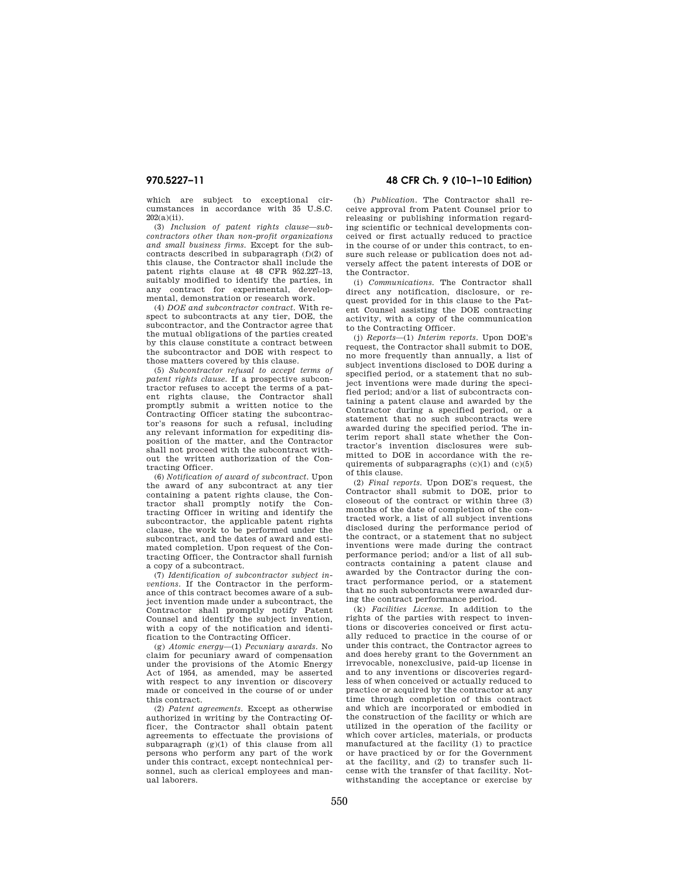which are subject to exceptional circumstances in accordance with 35 U.S.C. 202(a)(ii).

(3) *Inclusion of patent rights clause—subcontractors other than non-profit organizations and small business firms.* Except for the subcontracts described in subparagraph (f)(2) of this clause, the Contractor shall include the patent rights clause at 48 CFR 952.227–13, suitably modified to identify the parties, in any contract for experimental, developmental, demonstration or research work.

(4) *DOE and subcontractor contract.* With respect to subcontracts at any tier, DOE, the subcontractor, and the Contractor agree that the mutual obligations of the parties created by this clause constitute a contract between the subcontractor and DOE with respect to those matters covered by this clause.

(5) *Subcontractor refusal to accept terms of patent rights clause.* If a prospective subcontractor refuses to accept the terms of a patent rights clause, the Contractor shall promptly submit a written notice to the Contracting Officer stating the subcontractor's reasons for such a refusal, including any relevant information for expediting disposition of the matter, and the Contractor shall not proceed with the subcontract without the written authorization of the Contracting Officer.

(6) *Notification of award of subcontract.* Upon the award of any subcontract at any tier containing a patent rights clause, the Contractor shall promptly notify the Contracting Officer in writing and identify the subcontractor, the applicable patent rights clause, the work to be performed under the subcontract, and the dates of award and estimated completion. Upon request of the Contracting Officer, the Contractor shall furnish a copy of a subcontract.

(7) *Identification of subcontractor subject inventions.* If the Contractor in the performance of this contract becomes aware of a subject invention made under a subcontract, the Contractor shall promptly notify Patent Counsel and identify the subject invention, with a copy of the notification and identification to the Contracting Officer.

(g) *Atomic energy*—(1) *Pecuniary awards.* No claim for pecuniary award of compensation under the provisions of the Atomic Energy Act of 1954, as amended, may be asserted with respect to any invention or discovery made or conceived in the course of or under this contract.

(2) *Patent agreements.* Except as otherwise authorized in writing by the Contracting Officer, the Contractor shall obtain patent agreements to effectuate the provisions of subparagraph (g)(1) of this clause from all persons who perform any part of the work under this contract, except nontechnical personnel, such as clerical employees and manual laborers.

(h) *Publication.* The Contractor shall receive approval from Patent Counsel prior to releasing or publishing information regarding scientific or technical developments conceived or first actually reduced to practice in the course of or under this contract, to ensure such release or publication does not adversely affect the patent interests of DOE or the Contractor.

(i) *Communications.* The Contractor shall direct any notification, disclosure, or request provided for in this clause to the Patent Counsel assisting the DOE contracting activity, with a copy of the communication to the Contracting Officer.

(j) *Reports*—(1) *Interim reports.* Upon DOE's request, the Contractor shall submit to DOE, no more frequently than annually, a list of subject inventions disclosed to DOE during a specified period, or a statement that no subject inventions were made during the specified period; and/or a list of subcontracts containing a patent clause and awarded by the Contractor during a specified period, or a statement that no such subcontracts were awarded during the specified period. The interim report shall state whether the Contractor's invention disclosures were submitted to DOE in accordance with the requirements of subparagraphs (c)(1) and (c)(5) of this clause.

(2) *Final reports.* Upon DOE's request, the Contractor shall submit to DOE, prior to closeout of the contract or within three (3) months of the date of completion of the contracted work, a list of all subject inventions disclosed during the performance period of the contract, or a statement that no subject inventions were made during the contract performance period; and/or a list of all subcontracts containing a patent clause and awarded by the Contractor during the contract performance period, or a statement that no such subcontracts were awarded during the contract performance period.

(k) *Facilities License.* In addition to the rights of the parties with respect to inventions or discoveries conceived or first actually reduced to practice in the course of or under this contract, the Contractor agrees to and does hereby grant to the Government an irrevocable, nonexclusive, paid-up license in and to any inventions or discoveries regardless of when conceived or actually reduced to practice or acquired by the contractor at any time through completion of this contract and which are incorporated or embodied in the construction of the facility or which are utilized in the operation of the facility or which cover articles, materials, or products manufactured at the facility (1) to practice or have practiced by or for the Government at the facility, and (2) to transfer such license with the transfer of that facility. Notwithstanding the acceptance or exercise by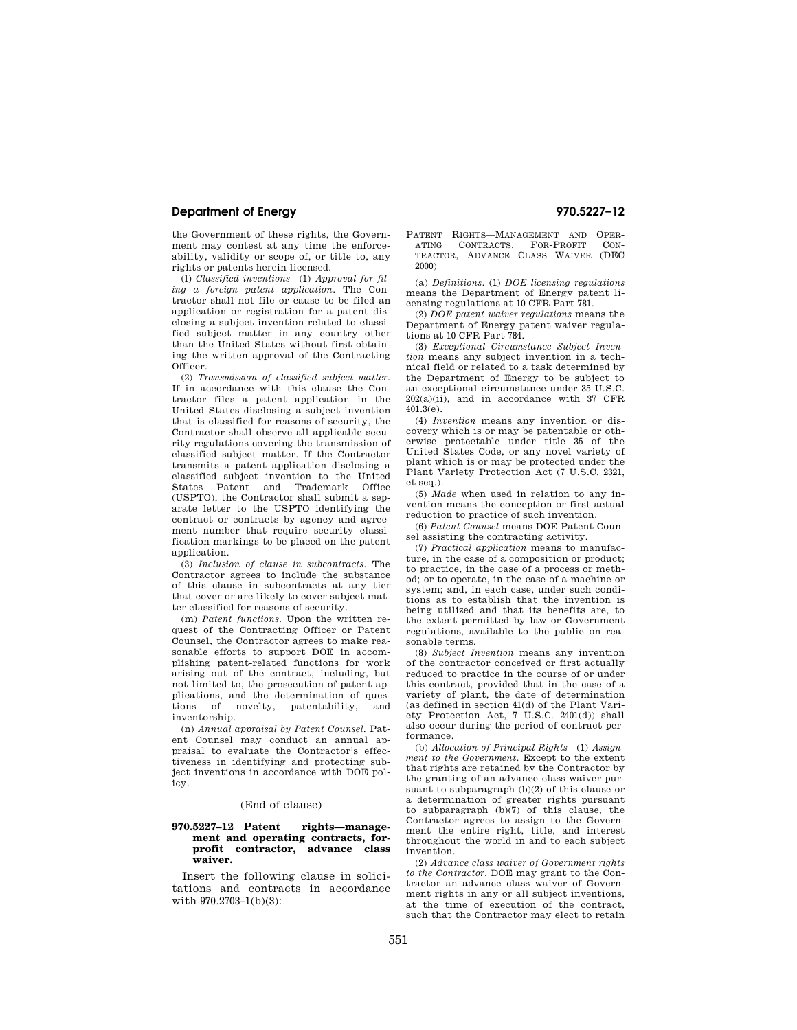the Government of these rights, the Government may contest at any time the enforceability, validity or scope of, or title to, any rights or patents herein licensed.

(l) *Classified inventions*—(1) *Approval for filing a foreign patent application.* The Contractor shall not file or cause to be filed an application or registration for a patent disclosing a subject invention related to classified subject matter in any country other than the United States without first obtaining the written approval of the Contracting Officer.

(2) *Transmission of classified subject matter.* If in accordance with this clause the Contractor files a patent application in the United States disclosing a subject invention that is classified for reasons of security, the Contractor shall observe all applicable security regulations covering the transmission of classified subject matter. If the Contractor transmits a patent application disclosing a classified subject invention to the United States Patent and Trademark Office (USPTO), the Contractor shall submit a separate letter to the USPTO identifying the contract or contracts by agency and agreement number that require security classification markings to be placed on the patent application.

(3) *Inclusion of clause in subcontracts.* The Contractor agrees to include the substance of this clause in subcontracts at any tier that cover or are likely to cover subject matter classified for reasons of security.

(m) *Patent functions.* Upon the written request of the Contracting Officer or Patent Counsel, the Contractor agrees to make reasonable efforts to support DOE in accomplishing patent-related functions for work arising out of the contract, including, but not limited to, the prosecution of patent applications, and the determination of questions of novelty, patentability, and inventorship.

(n) *Annual appraisal by Patent Counsel.* Patent Counsel may conduct an annual appraisal to evaluate the Contractor's effectiveness in identifying and protecting subject inventions in accordance with DOE policy.

(End of clause)

### 970.5227–12 Patent rights—management and operating contracts, for-profit contractor, advance class waiver.

Insert the following clause in solicitations and contracts in accordance with 970.2703–1(b)(3):

PATENT RIGHTS—MANAGEMENT AND OPERATING CONTRACTS, FOR-PROFIT CONTRACTOR, ADVANCE CLASS WAIVER (DEC 2000)

(a) *Definitions.* (1) *DOE licensing regulations* means the Department of Energy patent licensing regulations at 10 CFR Part 781.

(2) *DOE patent waiver regulations* means the Department of Energy patent waiver regulations at 10 CFR Part 784.

(3) *Exceptional Circumstance Subject Invention* means any subject invention in a technical field or related to a task determined by the Department of Energy to be subject to an exceptional circumstance under 35 U.S.C. 202(a)(ii), and in accordance with 37 CFR 401.3(e).

(4) *Invention* means any invention or discovery which is or may be patentable or otherwise protectable under title 35 of the United States Code, or any novel variety of plant which is or may be protected under the Plant Variety Protection Act (7 U.S.C. 2321, et seq.).

(5) *Made* when used in relation to any invention means the conception or first actual reduction to practice of such invention.

(6) *Patent Counsel* means DOE Patent Counsel assisting the contracting activity.

(7) *Practical application* means to manufacture, in the case of a composition or product; to practice, in the case of a process or method; or to operate, in the case of a machine or system; and, in each case, under such conditions as to establish that the invention is being utilized and that its benefits are, to the extent permitted by law or Government regulations, available to the public on reasonable terms.

(8) *Subject Invention* means any invention of the contractor conceived or first actually reduced to practice in the course of or under this contract, provided that in the case of a variety of plant, the date of determination (as defined in section 41(d) of the Plant Variety Protection Act, 7 U.S.C. 2401(d)) shall also occur during the period of contract performance.

(b) *Allocation of Principal Rights*—(1) *Assignment to the Government.* Except to the extent that rights are retained by the Contractor by the granting of an advance class waiver pursuant to subparagraph (b)(2) of this clause or a determination of greater rights pursuant to subparagraph (b)(7) of this clause, the Contractor agrees to assign to the Government the entire right, title, and interest throughout the world in and to each subject invention.

(2) *Advance class waiver of Government rights to the Contractor.* DOE may grant to the Contractor an advance class waiver of Government rights in any or all subject inventions, at the time of execution of the contract, such that the Contractor may elect to retain